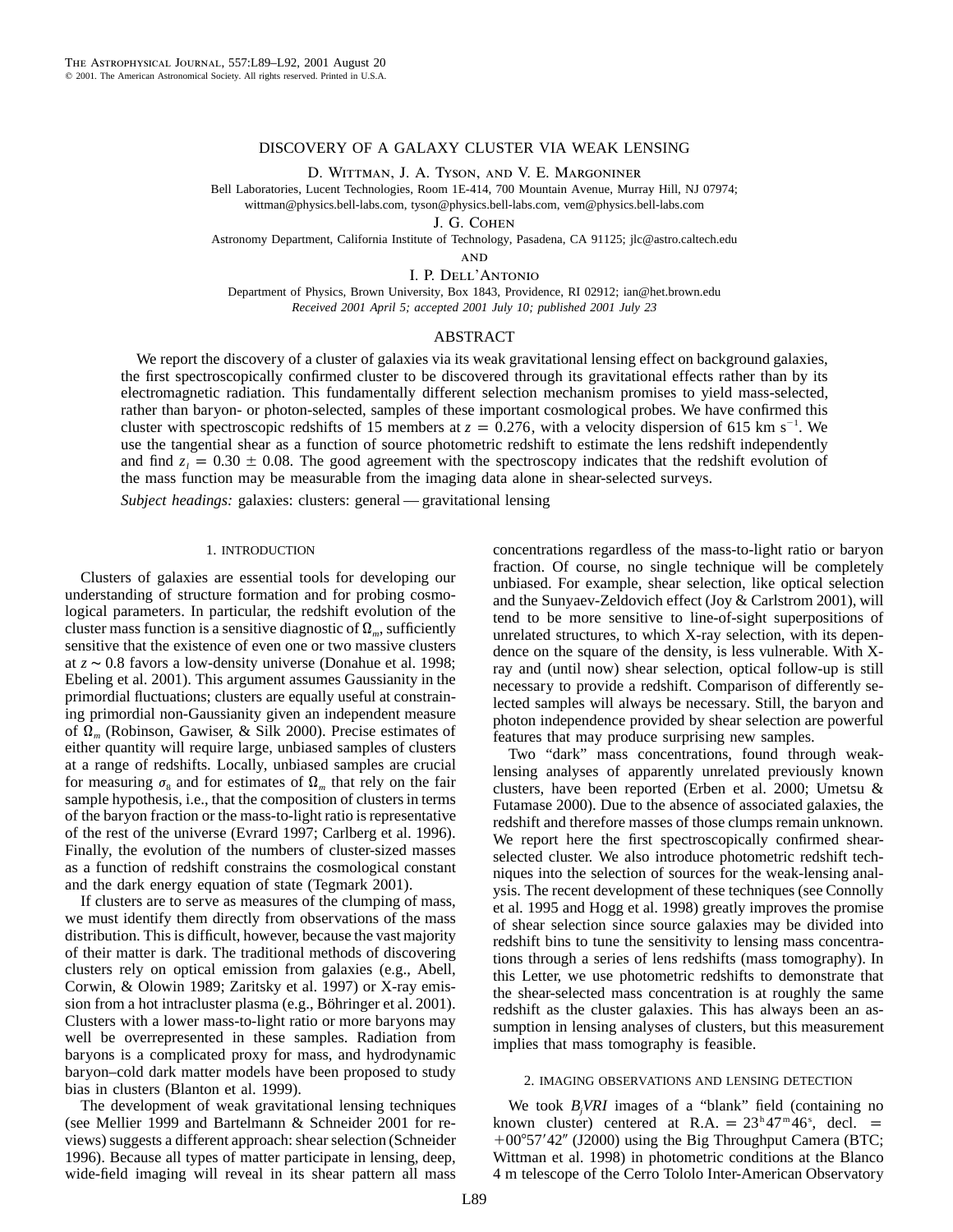# DISCOVERY OF A GALAXY CLUSTER VIA WEAK LENSING

D. Wittman, J. A. Tyson, and V. E. Margoniner

Bell Laboratories, Lucent Technologies, Room 1E-414, 700 Mountain Avenue, Murray Hill, NJ 07974; wittman@physics.bell-labs.com, tyson@physics.bell-labs.com, vem@physics.bell-labs.com

J. G. Cohen

Astronomy Department, California Institute of Technology, Pasadena, CA 91125; jlc@astro.caltech.edu

and

I. P. Dell'Antonio

Department of Physics, Brown University, Box 1843, Providence, RI 02912; ian@het.brown.edu

*Received 2001 April 5; accepted 2001 July 10; published 2001 July 23*

## ABSTRACT

We report the discovery of a cluster of galaxies via its weak gravitational lensing effect on background galaxies, the first spectroscopically confirmed cluster to be discovered through its gravitational effects rather than by its electromagnetic radiation. This fundamentally different selection mechanism promises to yield mass-selected, rather than baryon- or photon-selected, samples of these important cosmological probes. We have confirmed this cluster with spectroscopic redshifts of 15 members at $z = 0.276$, with a velocity dispersion of 615 km s$^{-1}$. We use the tangential shear as a function of source photometric redshift to estimate the lens redshift independently and find $z_l = 0.30 \pm 0.08$. The good agreement with the spectroscopy indicates that the redshift evolution of the mass function may be measurable from the imaging data alone in shear-selected surveys.

*Subject headings:* galaxies: clusters: general — gravitational lensing

## 1. INTRODUCTION

Clusters of galaxies are essential tools for developing our understanding of structure formation and for probing cosmological parameters. In particular, the redshift evolution of the cluster mass function is a sensitive diagnostic of $\Omega_m$, sufficiently sensitive that the existence of even one or two massive clusters at $z \sim 0.8$ favors a low-density universe (Donahue et al. 1998; Ebeling et al. 2001). This argument assumes Gaussianity in the primordial fluctuations; clusters are equally useful at constraining primordial non-Gaussianity given an independent measure of $\Omega_m$ (Robinson, Gawiser, & Silk 2000). Precise estimates of either quantity will require large, unbiased samples of clusters at a range of redshifts. Locally, unbiased samples are crucial for measuring $\sigma_8$ and for estimates of $\Omega_m$ that rely on the fair sample hypothesis, i.e., that the composition of clusters in terms of the baryon fraction or the mass-to-light ratio is representative of the rest of the universe (Evrard 1997; Carlberg et al. 1996). Finally, the evolution of the numbers of cluster-sized masses as a function of redshift constrains the cosmological constant and the dark energy equation of state (Tegmark 2001).

If clusters are to serve as measures of the clumping of mass, we must identify them directly from observations of the mass distribution. This is difficult, however, because the vast majority of their matter is dark. The traditional methods of discovering clusters rely on optical emission from galaxies (e.g., Abell, Corwin, & Olowin 1989; Zaritsky et al. 1997) or X-ray emission from a hot intracluster plasma (e.g., Böhringer et al. 2001). Clusters with a lower mass-to-light ratio or more baryons may well be overrepresented in these samples. Radiation from baryons is a complicated proxy for mass, and hydrodynamic baryon–cold dark matter models have been proposed to study bias in clusters (Blanton et al. 1999).

The development of weak gravitational lensing techniques (see Mellier 1999 and Bartelmann & Schneider 2001 for reviews) suggests a different approach: shear selection (Schneider 1996). Because all types of matter participate in lensing, deep, wide-field imaging will reveal in its shear pattern all mass concentrations regardless of the mass-to-light ratio or baryon fraction. Of course, no single technique will be completely unbiased. For example, shear selection, like optical selection and the Sunyaev-Zeldovich effect (Joy & Carlstrom 2001), will tend to be more sensitive to line-of-sight superpositions of unrelated structures, to which X-ray selection, with its dependence on the square of the density, is less vulnerable. With X-ray and (until now) shear selection, optical follow-up is still necessary to provide a redshift. Comparison of differently selected samples will always be necessary. Still, the baryon and photon independence provided by shear selection are powerful features that may produce surprising new samples.

Two "dark" mass concentrations, found through weak-lensing analyses of apparently unrelated previously known clusters, have been reported (Erben et al. 2000; Umetsu & Futamase 2000). Due to the absence of associated galaxies, the redshift and therefore masses of those clumps remain unknown. We report here the first spectroscopically confirmed shear-selected cluster. We also introduce photometric redshift techniques into the selection of sources for the weak-lensing analysis. The recent development of these techniques (see Connolly et al. 1995 and Hogg et al. 1998) greatly improves the promise of shear selection since source galaxies may be divided into redshift bins to tune the sensitivity to lensing mass concentrations through a series of lens redshifts (mass tomography). In this Letter, we use photometric redshifts to demonstrate that the shear-selected mass concentration is at roughly the same redshift as the cluster galaxies. This has always been an assumption in lensing analyses of clusters, but this measurement implies that mass tomography is feasible.

## 2. IMAGING OBSERVATIONS AND LENSING DETECTION

We took $B_jVRI$ images of a "blank" field (containing no known cluster) centered at R.A. = $23^{\rm h}47^{\rm m}46^{\rm s}$, decl. = $+00°57'42''$ (J2000) using the Big Throughput Camera (BTC; Wittman et al. 1998) in photometric conditions at the Blanco 4 m telescope of the Cerro Tololo Inter-American Observatory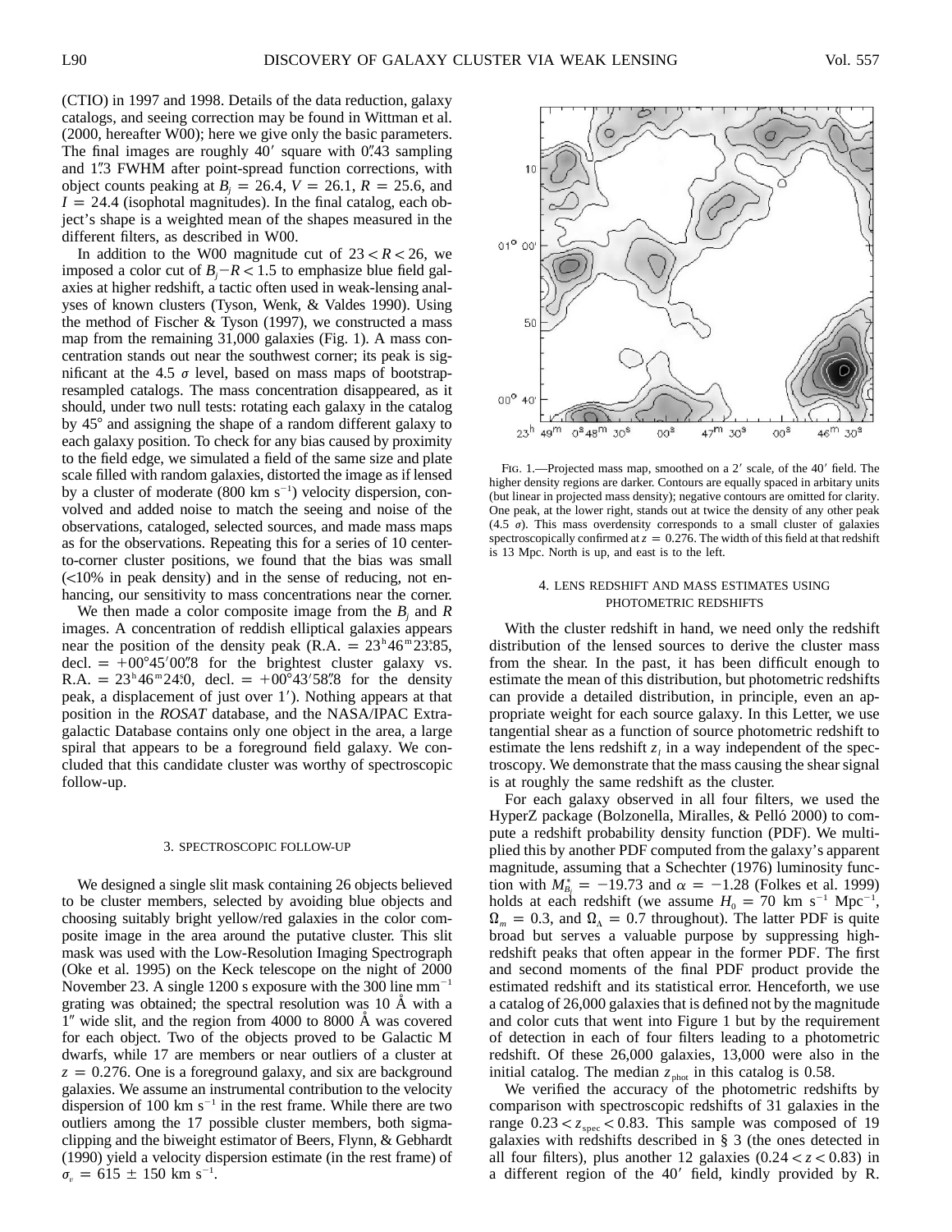(CTIO) in 1997 and 1998. Details of the data reduction, galaxy catalogs, and seeing correction may be found in Wittman et al. (2000, hereafter W00); here we give only the basic parameters. The final images are roughly 40′ square with 0″.43 sampling and 1″.3 FWHM after point-spread function corrections, with object counts peaking at $B_j = 26.4$, $V = 26.1$, $R = 25.6$, and $I = 24.4$ (isophotal magnitudes). In the final catalog, each object's shape is a weighted mean of the shapes measured in the different filters, as described in W00.

In addition to the W00 magnitude cut of $23 < R < 26$, we imposed a color cut of $B_j - R < 1.5$ to emphasize blue field galaxies at higher redshift, a tactic often used in weak-lensing analyses of known clusters (Tyson, Wenk, & Valdes 1990). Using the method of Fischer & Tyson (1997), we constructed a mass map from the remaining 31,000 galaxies (Fig. 1). A mass concentration stands out near the southwest corner; its peak is significant at the 4.5 $\sigma$ level, based on mass maps of bootstrap-resampled catalogs. The mass concentration disappeared, as it should, under two null tests: rotating each galaxy in the catalog by 45° and assigning the shape of a random different galaxy to each galaxy position. To check for any bias caused by proximity to the field edge, we simulated a field of the same size and plate scale filled with random galaxies, distorted the image as if lensed by a cluster of moderate (800 km s$^{-1}$) velocity dispersion, convolved and added noise to match the seeing and noise of the observations, cataloged, selected sources, and made mass maps as for the observations. Repeating this for a series of 10 center-to-corner cluster positions, we found that the bias was small (<10% in peak density) and in the sense of reducing, not enhancing, our sensitivity to mass concentrations near the corner.

We then made a color composite image from the $B_j$ and $R$ images. A concentration of reddish elliptical galaxies appears near the position of the density peak (R.A. = 23$^h$46$^m$23$^s$.85, decl. = +00°45′00″.8 for the brightest cluster galaxy vs. R.A. = 23$^h$46$^m$24$^s$.0, decl. = +00°43′58″.8 for the density peak, a displacement of just over 1′). Nothing appears at that position in the *ROSAT* database, and the NASA/IPAC Extragalactic Database contains only one object in the area, a large spiral that appears to be a foreground field galaxy. We concluded that this candidate cluster was worthy of spectroscopic follow-up.

## 3. SPECTROSCOPIC FOLLOW-UP

We designed a single slit mask containing 26 objects believed to be cluster members, selected by avoiding blue objects and choosing suitably bright yellow/red galaxies in the color composite image in the area around the putative cluster. This slit mask was used with the Low-Resolution Imaging Spectrograph (Oke et al. 1995) on the Keck telescope on the night of 2000 November 23. A single 1200 s exposure with the 300 line mm$^{-1}$ grating was obtained; the spectral resolution was 10 Å with a 1″ wide slit, and the region from 4000 to 8000 Å was covered for each object. Two of the objects proved to be Galactic M dwarfs, while 17 are members or near outliers of a cluster at $z = 0.276$. One is a foreground galaxy, and six are background galaxies. We assume an instrumental contribution to the velocity dispersion of 100 km s$^{-1}$ in the rest frame. While there are two outliers among the 17 possible cluster members, both sigma-clipping and the biweight estimator of Beers, Flynn, & Gebhardt (1990) yield a velocity dispersion estimate (in the rest frame) of $\sigma_v = 615 \pm 150$ km s$^{-1}$.

FIG. 1.—Projected mass map, smoothed on a 2′ scale, of the 40′ field. The higher density regions are darker. Contours are equally spaced in arbitary units (but linear in projected mass density); negative contours are omitted for clarity. One peak, at the lower right, stands out at twice the density of any other peak (4.5 $\sigma$). This mass overdensity corresponds to a small cluster of galaxies spectroscopically confirmed at $z = 0.276$. The width of this field at that redshift is 13 Mpc. North is up, and east is to the left.

## 4. LENS REDSHIFT AND MASS ESTIMATES USING PHOTOMETRIC REDSHIFTS

With the cluster redshift in hand, we need only the redshift distribution of the lensed sources to derive the cluster mass from the shear. In the past, it has been difficult enough to estimate the mean of this distribution, but photometric redshifts can provide a detailed distribution, in principle, even an appropriate weight for each source galaxy. In this Letter, we use tangential shear as a function of source photometric redshift to estimate the lens redshift $z_l$ in a way independent of the spectroscopy. We demonstrate that the mass causing the shear signal is at roughly the same redshift as the cluster.

For each galaxy observed in all four filters, we used the HyperZ package (Bolzonella, Miralles, & Pelló 2000) to compute a redshift probability density function (PDF). We multiplied this by another PDF computed from the galaxy's apparent magnitude, assuming that a Schechter (1976) luminosity function with $M^*_{B_j} = -19.73$ and $\alpha = -1.28$ (Folkes et al. 1999) holds at each redshift (we assume $H_0 = 70$ km s$^{-1}$ Mpc$^{-1}$, $\Omega_m = 0.3$, and $\Omega_\Lambda = 0.7$ throughout). The latter PDF is quite broad but serves a valuable purpose by suppressing high-redshift peaks that often appear in the former PDF. The first and second moments of the final PDF product provide the estimated redshift and its statistical error. Henceforth, we use a catalog of 26,000 galaxies that is defined not by the magnitude and color cuts that went into Figure 1 but by the requirement of detection in each of four filters leading to a photometric redshift. Of these 26,000 galaxies, 13,000 were also in the initial catalog. The median $z_{phot}$ in this catalog is 0.58.

We verified the accuracy of the photometric redshifts by comparison with spectroscopic redshifts of 31 galaxies in the range $0.23 < z_{spec} < 0.83$. This sample was composed of 19 galaxies with redshifts described in § 3 (the ones detected in all four filters), plus another 12 galaxies ($0.24 < z < 0.83$) in a different region of the 40′ field, kindly provided by R.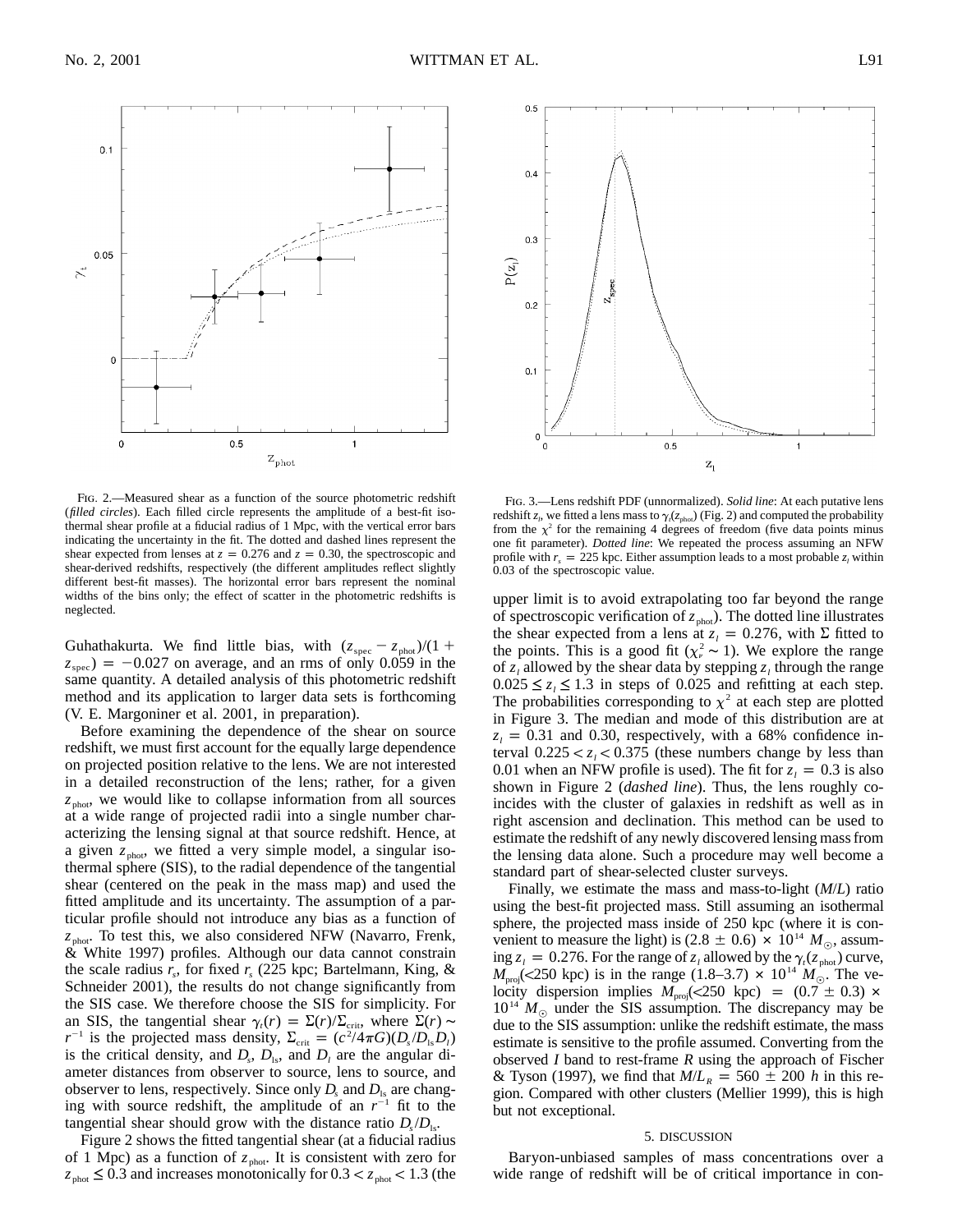FIG. 2.—Measured shear as a function of the source photometric redshift (*filled circles*). Each filled circle represents the amplitude of a best-fit isothermal shear profile at a fiducial radius of 1 Mpc, with the vertical error bars indicating the uncertainty in the fit. The dotted and dashed lines represent the shear expected from lenses at $z = 0.276$ and $z = 0.30$, the spectroscopic and shear-derived redshifts, respectively (the different amplitudes reflect slightly different best-fit masses). The horizontal error bars represent the nominal widths of the bins only; the effect of scatter in the photometric redshifts is neglected.

FIG. 3.—Lens redshift PDF (unnormalized). *Solid line*: At each putative lens redshift $z_l$, we fitted a lens mass to $\gamma_t(z_{\rm phot})$ (Fig. 2) and computed the probability from the $\chi^2$ for the remaining 4 degrees of freedom (five data points minus one fit parameter). *Dotted line*: We repeated the process assuming an NFW profile with $r_s = 225$ kpc. Either assumption leads to a most probable $z_l$ within 0.03 of the spectroscopic value.

Guhathakurta. We find little bias, with $(z_{\rm spec} - z_{\rm phot})/(1 + z_{\rm spec}) = -0.027$ on average, and an rms of only 0.059 in the same quantity. A detailed analysis of this photometric redshift method and its application to larger data sets is forthcoming (V. E. Margoniner et al. 2001, in preparation).

Before examining the dependence of the shear on source redshift, we must first account for the equally large dependence on projected position relative to the lens. We are not interested in a detailed reconstruction of the lens; rather, for a given $z_{\rm phot}$, we would like to collapse information from all sources at a wide range of projected radii into a single number characterizing the lensing signal at that source redshift. Hence, at a given $z_{\rm phot}$, we fitted a very simple model, a singular isothermal sphere (SIS), to the radial dependence of the tangential shear (centered on the peak in the mass map) and used the fitted amplitude and its uncertainty. The assumption of a particular profile should not introduce any bias as a function of $z_{\rm phot}$. To test this, we also considered NFW (Navarro, Frenk, & White 1997) profiles. Although our data cannot constrain the scale radius $r_s$, for fixed $r_s$ (225 kpc; Bartelmann, King, & Schneider 2001), the results do not change significantly from the SIS case. We therefore choose the SIS for simplicity. For an SIS, the tangential shear $\gamma_t(r) = \Sigma(r)/\Sigma_{\rm crit}$, where $\Sigma(r) \sim r^{-1}$ is the projected mass density, $\Sigma_{\rm crit} = (c^2/4\pi G)(D_s/D_{ls}D_l)$ is the critical density, and $D_s$, $D_{ls}$, and $D_l$ are the angular diameter distances from observer to source, lens to source, and observer to lens, respectively. Since only $D_s$ and $D_{ls}$ are changing with source redshift, the amplitude of an $r^{-1}$ fit to the tangential shear should grow with the distance ratio $D_s/D_{ls}$.

Figure 2 shows the fitted tangential shear (at a fiducial radius of 1 Mpc) as a function of $z_{\rm phot}$. It is consistent with zero for $z_{\rm phot} \leq 0.3$ and increases monotonically for $0.3 < z_{\rm phot} < 1.3$ (the upper limit is to avoid extrapolating too far beyond the range of spectroscopic verification of $z_{\rm phot}$). The dotted line illustrates the shear expected from a lens at $z_l = 0.276$, with $\Sigma$ fitted to the points. This is a good fit ($\chi^2_\nu \sim 1$). We explore the range of $z_l$ allowed by the shear data by stepping $z_l$ through the range $0.025 \leq z_l \leq 1.3$ in steps of 0.025 and refitting at each step. The probabilities corresponding to $\chi^2$ at each step are plotted in Figure 3. The median and mode of this distribution are at $z_l = 0.31$ and 0.30, respectively, with a 68% confidence interval $0.225 < z_l < 0.375$ (these numbers change by less than 0.01 when an NFW profile is used). The fit for $z_l = 0.3$ is also shown in Figure 2 (*dashed line*). Thus, the lens roughly coincides with the cluster of galaxies in redshift as well as in right ascension and declination. This method can be used to estimate the redshift of any newly discovered lensing mass from the lensing data alone. Such a procedure may well become a standard part of shear-selected cluster surveys.

Finally, we estimate the mass and mass-to-light ($M/L$) ratio using the best-fit projected mass. Still assuming an isothermal sphere, the projected mass inside of 250 kpc (where it is convenient to measure the light) is $(2.8 \pm 0.6) \times 10^{14}\ M_\odot$, assuming $z_l = 0.276$. For the range of $z_l$ allowed by the $\gamma_t(z_{\rm phot})$ curve, $M_{\rm proj}(<250\ {\rm kpc})$ is in the range $(1.8\text{–}3.7) \times 10^{14}\ M_\odot$. The velocity dispersion implies $M_{\rm proj}(<250\ {\rm kpc}) = (0.7 \pm 0.3) \times 10^{14}\ M_\odot$ under the SIS assumption. The discrepancy may be due to the SIS assumption: unlike the redshift estimate, the mass estimate is sensitive to the profile assumed. Converting from the observed $I$ band to rest-frame $R$ using the approach of Fischer & Tyson (1997), we find that $M/L_R = 560 \pm 200\ h$ in this region. Compared with other clusters (Mellier 1999), this is high but not exceptional.

## 5. DISCUSSION

Baryon-unbiased samples of mass concentrations over a wide range of redshift will be of critical importance in con-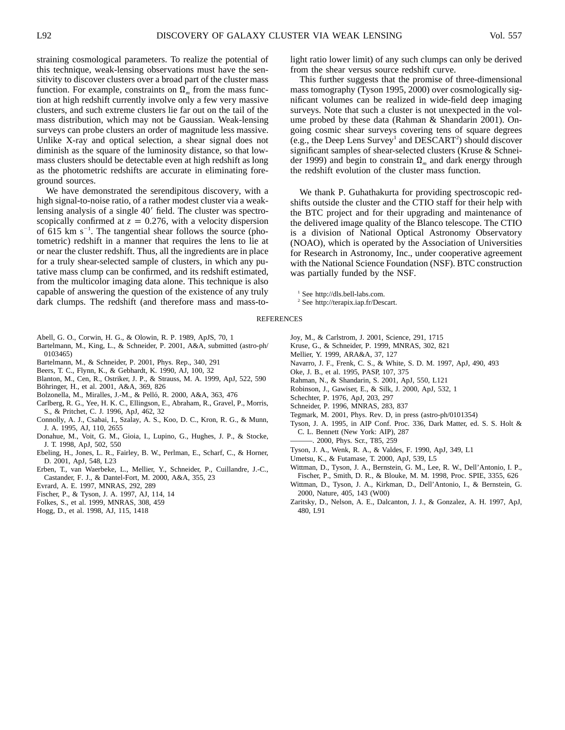straining cosmological parameters. To realize the potential of this technique, weak-lensing observations must have the sensitivity to discover clusters over a broad part of the cluster mass function. For example, constraints on $\Omega_m$ from the mass function at high redshift currently involve only a few very massive clusters, and such extreme clusters lie far out on the tail of the mass distribution, which may not be Gaussian. Weak-lensing surveys can probe clusters an order of magnitude less massive. Unlike X-ray and optical selection, a shear signal does not diminish as the square of the luminosity distance, so that low-mass clusters should be detectable even at high redshift as long as the photometric redshifts are accurate in eliminating foreground sources.

We have demonstrated the serendipitous discovery, with a high signal-to-noise ratio, of a rather modest cluster via a weak-lensing analysis of a single 40′ field. The cluster was spectroscopically confirmed at $z = 0.276$, with a velocity dispersion of 615 km s$^{-1}$. The tangential shear follows the source (photometric) redshift in a manner that requires the lens to lie at or near the cluster redshift. Thus, all the ingredients are in place for a truly shear-selected sample of clusters, in which any putative mass clump can be confirmed, and its redshift estimated, from the multicolor imaging data alone. This technique is also capable of answering the question of the existence of any truly dark clumps. The redshift (and therefore mass and mass-to-light ratio lower limit) of any such clumps can only be derived from the shear versus source redshift curve.

This further suggests that the promise of three-dimensional mass tomography (Tyson 1995, 2000) over cosmologically significant volumes can be realized in wide-field deep imaging surveys. Note that such a cluster is not unexpected in the volume probed by these data (Rahman & Shandarin 2001). Ongoing cosmic shear surveys covering tens of square degrees (e.g., the Deep Lens Survey[1] and DESCART[2]) should discover significant samples of shear-selected clusters (Kruse & Schneider 1999) and begin to constrain $\Omega_m$ and dark energy through the redshift evolution of the cluster mass function.

We thank P. Guhathakurta for providing spectroscopic redshifts outside the cluster and the CTIO staff for their help with the BTC project and for their upgrading and maintenance of the delivered image quality of the Blanco telescope. The CTIO is a division of National Optical Astronomy Observatory (NOAO), which is operated by the Association of Universities for Research in Astronomy, Inc., under cooperative agreement with the National Science Foundation (NSF). BTC construction was partially funded by the NSF.

[1] See http://dls.bell-labs.com.

[2] See http://terapix.iap.fr/Descart.

## REFERENCES

Abell, G. O., Corwin, H. G., & Olowin, R. P. 1989, ApJS, 70, 1
Bartelmann, M., King, L., & Schneider, P. 2001, A&A, submitted (astro-ph/0103465)
Bartelmann, M., & Schneider, P. 2001, Phys. Rep., 340, 291
Beers, T. C., Flynn, K., & Gebhardt, K. 1990, AJ, 100, 32
Blanton, M., Cen, R., Ostriker, J. P., & Strauss, M. A. 1999, ApJ, 522, 590
Böhringer, H., et al. 2001, A&A, 369, 826
Bolzonella, M., Miralles, J.-M., & Pelló, R. 2000, A&A, 363, 476
Carlberg, R. G., Yee, H. K. C., Ellingson, E., Abraham, R., Gravel, P., Morris, S., & Pritchet, C. J. 1996, ApJ, 462, 32
Connolly, A. J., Csabai, I., Szalay, A. S., Koo, D. C., Kron, R. G., & Munn, J. A. 1995, AJ, 110, 2655
Donahue, M., Voit, G. M., Gioia, I., Lupino, G., Hughes, J. P., & Stocke, J. T. 1998, ApJ, 502, 550
Ebeling, H., Jones, L. R., Fairley, B. W., Perlman, E., Scharf, C., & Horner, D. 2001, ApJ, 548, L23
Erben, T., van Waerbeke, L., Mellier, Y., Schneider, P., Cuillandre, J.-C., Castander, F. J., & Dantel-Fort, M. 2000, A&A, 355, 23
Evrard, A. E. 1997, MNRAS, 292, 289
Fischer, P., & Tyson, J. A. 1997, AJ, 114, 14
Folkes, S., et al. 1999, MNRAS, 308, 459
Hogg, D., et al. 1998, AJ, 115, 1418
Joy, M., & Carlstrom, J. 2001, Science, 291, 1715
Kruse, G., & Schneider, P. 1999, MNRAS, 302, 821
Mellier, Y. 1999, ARA&A, 37, 127
Navarro, J. F., Frenk, C. S., & White, S. D. M. 1997, ApJ, 490, 493
Oke, J. B., et al. 1995, PASP, 107, 375
Rahman, N., & Shandarin, S. 2001, ApJ, 550, L121
Robinson, J., Gawiser, E., & Silk, J. 2000, ApJ, 532, 1
Schechter, P. 1976, ApJ, 203, 297
Schneider, P. 1996, MNRAS, 283, 837
Tegmark, M. 2001, Phys. Rev. D, in press (astro-ph/0101354)
Tyson, J. A. 1995, in AIP Conf. Proc. 336, Dark Matter, ed. S. S. Holt & C. L. Bennett (New York: AIP), 287
———. 2000, Phys. Scr., T85, 259
Tyson, J. A., Wenk, R. A., & Valdes, F. 1990, ApJ, 349, L1
Umetsu, K., & Futamase, T. 2000, ApJ, 539, L5
Wittman, D., Tyson, J. A., Bernstein, G. M., Lee, R. W., Dell'Antonio, I. P., Fischer, P., Smith, D. R., & Blouke, M. M. 1998, Proc. SPIE, 3355, 626
Wittman, D., Tyson, J. A., Kirkman, D., Dell'Antonio, I., & Bernstein, G. 2000, Nature, 405, 143 (W00)
Zaritsky, D., Nelson, A. E., Dalcanton, J. J., & Gonzalez, A. H. 1997, ApJ, 480, L91